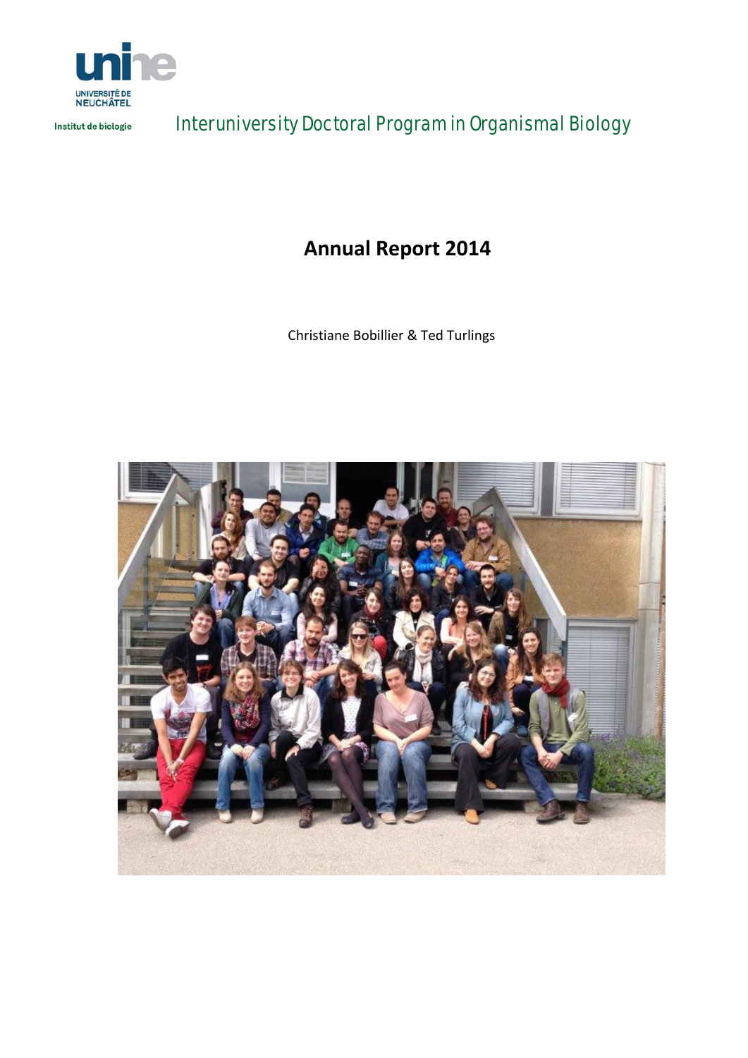unine

UNIVERSITÉ DE NEUCHÂTEL

Institut de biologie

Interuniversity Doctoral Program in Organismal Biology

# Annual Report 2014

Christiane Bobillier & Ted Turlings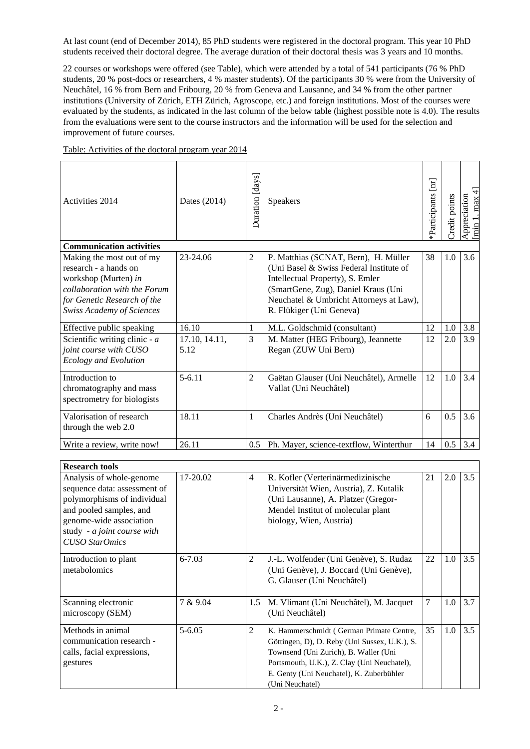At last count (end of December 2014), 85 PhD students were registered in the doctoral program. This year 10 PhD students received their doctoral degree. The average duration of their doctoral thesis was 3 years and 10 months.

22 courses or workshops were offered (see Table), which were attended by a total of 541 participants (76 % PhD students, 20 % post-docs or researchers, 4 % master students). Of the participants 30 % were from the University of Neuchâtel, 16 % from Bern and Fribourg, 20 % from Geneva and Lausanne, and 34 % from the other partner institutions (University of Zürich, ETH Zürich, Agroscope, etc.) and foreign institutions. Most of the courses were evaluated by the students, as indicated in the last column of the below table (highest possible note is 4.0). The results from the evaluations were sent to the course instructors and the information will be used for the selection and improvement of future courses.

Table: Activities of the doctoral program year 2014

| Activities 2014 | Dates (2014) | Duration [days] | Speakers | *Participants [nr] | Credit points | Appreciation [min 1, max 4] |
|---|---|---|---|---|---|---|
| **Communication activities** | | | | | | |
| Making the most out of my research - a hands on workshop (Murten) *in collaboration with the Forum for Genetic Research of the Swiss Academy of Sciences* | 23-24.06 | 2 | P. Matthias (SCNAT, Bern), H. Müller (Uni Basel & Swiss Federal Institute of Intellectual Property), S. Emler (SmartGene, Zug), Daniel Kraus (Uni Neuchatel & Umbricht Attorneys at Law), R. Flükiger (Uni Geneva) | 38 | 1.0 | 3.6 |
| Effective public speaking | 16.10 | 1 | M.L. Goldschmid (consultant) | 12 | 1.0 | 3.8 |
| Scientific writing clinic - *a joint course with CUSO Ecology and Evolution* | 17.10, 14.11, 5.12 | 3 | M. Matter (HEG Fribourg), Jeannette Regan (ZUW Uni Bern) | 12 | 2.0 | 3.9 |
| Introduction to chromatography and mass spectrometry for biologists | 5-6.11 | 2 | Gaëtan Glauser (Uni Neuchâtel), Armelle Vallat (Uni Neuchâtel) | 12 | 1.0 | 3.4 |
| Valorisation of research through the web 2.0 | 18.11 | 1 | Charles Andrès (Uni Neuchâtel) | 6 | 0.5 | 3.6 |
| Write a review, write now! | 26.11 | 0.5 | Ph. Mayer, science-textflow, Winterthur | 14 | 0.5 | 3.4 |
| **Research tools** | | | | | | |
| Analysis of whole-genome sequence data: assessment of polymorphisms of individual and pooled samples, and genome-wide association study - *a joint course with CUSO StarOmics* | 17-20.02 | 4 | R. Kofler (Verterinärmedizinische Universität Wien, Austria), Z. Kutalik (Uni Lausanne), A. Platzer (Gregor-Mendel Institut of molecular plant biology, Wien, Austria) | 21 | 2.0 | 3.5 |
| Introduction to plant metabolomics | 6-7.03 | 2 | J.-L. Wolfender (Uni Genève), S. Rudaz (Uni Genève), J. Boccard (Uni Genève), G. Glauser (Uni Neuchâtel) | 22 | 1.0 | 3.5 |
| Scanning electronic microscopy (SEM) | 7 & 9.04 | 1.5 | M. Vlimant (Uni Neuchâtel), M. Jacquet (Uni Neuchâtel) | 7 | 1.0 | 3.7 |
| Methods in animal communication research - calls, facial expressions, gestures | 5-6.05 | 2 | K. Hammerschmidt ( German Primate Centre, Göttingen, D), D. Reby (Uni Sussex, U.K.), S. Townsend (Uni Zurich), B. Waller (Uni Portsmouth, U.K.), Z. Clay (Uni Neuchatel), E. Genty (Uni Neuchatel), K. Zuberbühler (Uni Neuchatel) | 35 | 1.0 | 3.5 |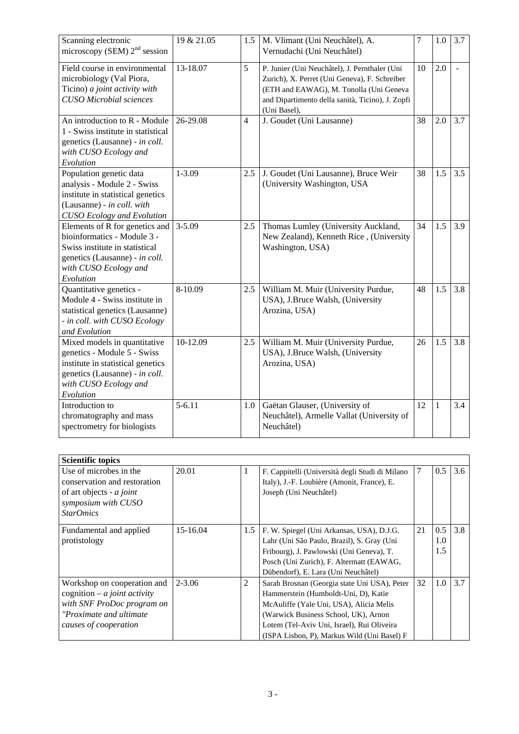| | | | | | | |
|---|---|---|---|---|---|---|
| Scanning electronic microscopy (SEM) $2^{nd}$ session | 19 & 21.05 | 1.5 | M. Vlimant (Uni Neuchâtel), A. Vernudachi (Uni Neuchâtel) | 7 | 1.0 | 3.7 |
| Field course in environmental microbiology (Val Piora, Ticino) *a joint activity with CUSO Microbial sciences* | 13-18.07 | 5 | P. Junier (Uni Neuchâtel), J. Pernthaler (Uni Zurich), X. Perret (Uni Geneva), F. Schreiber (ETH and EAWAG), M. Tonolla (Uni Geneva and Dipartimento della sanità, Ticino), J. Zopfi (Uni Basel), | 10 | 2.0 | - |
| An introduction to R - Module 1 - Swiss institute in statistical genetics (Lausanne) - *in coll. with CUSO Ecology and Evolution* | 26-29.08 | 4 | J. Goudet (Uni Lausanne) | 38 | 2.0 | 3.7 |
| Population genetic data analysis - Module 2 - Swiss institute in statistical genetics (Lausanne) - *in coll. with CUSO Ecology and Evolution* | 1-3.09 | 2.5 | J. Goudet (Uni Lausanne), Bruce Weir (University Washington, USA | 38 | 1.5 | 3.5 |
| Elements of R for genetics and bioinformatics - Module 3 - Swiss institute in statistical genetics (Lausanne) - *in coll. with CUSO Ecology and Evolution* | 3-5.09 | 2.5 | Thomas Lumley (University Auckland, New Zealand), Kenneth Rice , (University Washington, USA) | 34 | 1.5 | 3.9 |
| Quantitative genetics - Module 4 - Swiss institute in statistical genetics (Lausanne) - *in coll. with CUSO Ecology and Evolution* | 8-10.09 | 2.5 | William M. Muir (University Purdue, USA), J.Bruce Walsh, (University Arozina, USA) | 48 | 1.5 | 3.8 |
| Mixed models in quantitative genetics - Module 5 - Swiss institute in statistical genetics genetics (Lausanne) - *in coll. with CUSO Ecology and Evolution* | 10-12.09 | 2.5 | William M. Muir (University Purdue, USA), J.Bruce Walsh, (University Arozina, USA) | 26 | 1.5 | 3.8 |
| Introduction to chromatography and mass spectrometry for biologists | 5-6.11 | 1.0 | Gaëtan Glauser, (University of Neuchâtel), Armelle Vallat (University of Neuchâtel) | 12 | 1 | 3.4 |

| **Scientific topics** | | | | | | |
|---|---|---|---|---|---|---|
| Use of microbes in the conservation and restoration of art objects - *a joint symposium with CUSO StarOmics* | 20.01 | 1 | F. Cappitelli (Università degli Studi di Milano Italy), J.-F. Loubière (Amonit, France), E. Joseph (Uni Neuchâtel) | 7 | 0.5 | 3.6 |
| Fundamental and applied protistology | 15-16.04 | 1.5 | F. W. Spiegel (Uni Arkansas, USA), D.J.G. Lahr (Uni São Paulo, Brazil), S. Gray (Uni Fribourg), J. Pawlowski (Uni Geneva), T. Posch (Uni Zurich), F. Altermatt (EAWAG, Dübendorf), E. Lara (Uni Neuchâtel) | 21 | 0.5<br>1.0<br>1.5 | 3.8 |
| Workshop on cooperation and cognition – *a joint activity with SNF ProDoc program on "Proximate and ultimate causes of cooperation* | 2-3.06 | 2 | Sarah Brosnan (Georgia state Uni USA), Peter Hammerstein (Humboldt-Uni, D), Katie McAuliffe (Yale Uni, USA), Alicia Melis (Warwick Business School, UK), Arnon Lotem (Tel-Aviv Uni, Israel), Rui Oliveira (ISPA Lisbon, P), Markus Wild (Uni Basel) F | 32 | 1.0 | 3.7 |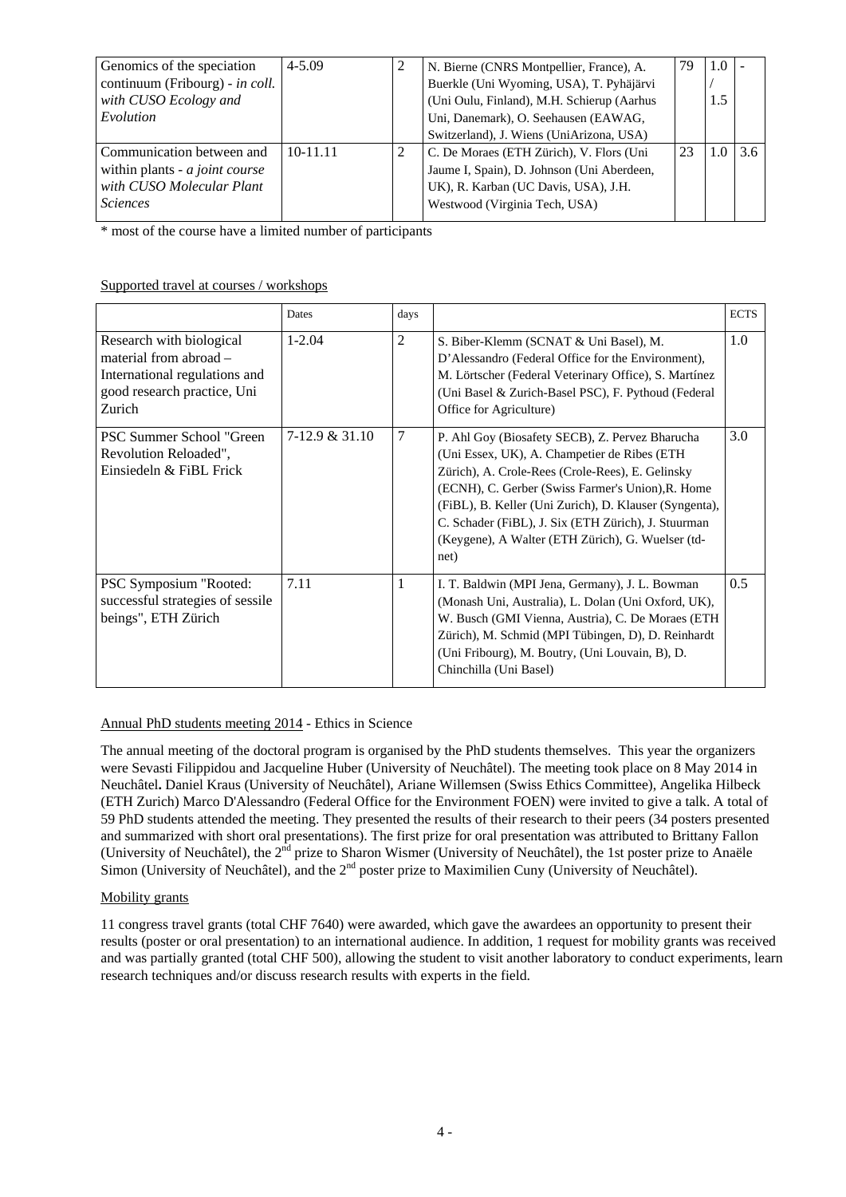| | | | | | | |
|---|---|---|---|---|---|---|
| Genomics of the speciation continuum (Fribourg) - *in coll. with CUSO Ecology and Evolution* | 4-5.09 | 2 | N. Bierne (CNRS Montpellier, France), A. Buerkle (Uni Wyoming, USA), T. Pyhäjärvi (Uni Oulu, Finland), M.H. Schierup (Aarhus Uni, Danemark), O. Seehausen (EAWAG, Switzerland), J. Wiens (UniArizona, USA) | 79 | 1.0 / 1.5 | - |
| Communication between and within plants - *a joint course with CUSO Molecular Plant Sciences* | 10-11.11 | 2 | C. De Moraes (ETH Zürich), V. Flors (Uni Jaume I, Spain), D. Johnson (Uni Aberdeen, UK), R. Karban (UC Davis, USA), J.H. Westwood (Virginia Tech, USA) | 23 | 1.0 | 3.6 |

* most of the course have a limited number of participants

Supported travel at courses / workshops

| | Dates | days | | ECTS |
|---|---|---|---|---|
| Research with biological material from abroad – International regulations and good research practice, Uni Zurich | 1-2.04 | 2 | S. Biber-Klemm (SCNAT & Uni Basel), M. D'Alessandro (Federal Office for the Environment), M. Lörtscher (Federal Veterinary Office), S. Martínez (Uni Basel & Zurich-Basel PSC), F. Pythoud (Federal Office for Agriculture) | 1.0 |
| PSC Summer School "Green Revolution Reloaded", Einsiedeln & FiBL Frick | 7-12.9 & 31.10 | 7 | P. Ahl Goy (Biosafety SECB), Z. Pervez Bharucha (Uni Essex, UK), A. Champetier de Ribes (ETH Zürich), A. Crole-Rees (Crole-Rees), E. Gelinsky (ECNH), C. Gerber (Swiss Farmer's Union),R. Home (FiBL), B. Keller (Uni Zurich), D. Klauser (Syngenta), C. Schader (FiBL), J. Six (ETH Zürich), J. Stuurman (Keygene), A Walter (ETH Zürich), G. Wuelser (td-net) | 3.0 |
| PSC Symposium "Rooted: successful strategies of sessile beings", ETH Zürich | 7.11 | 1 | I. T. Baldwin (MPI Jena, Germany), J. L. Bowman (Monash Uni, Australia), L. Dolan (Uni Oxford, UK), W. Busch (GMI Vienna, Austria), C. De Moraes (ETH Zürich), M. Schmid (MPI Tübingen, D), D. Reinhardt (Uni Fribourg), M. Boutry, (Uni Louvain, B), D. Chinchilla (Uni Basel) | 0.5 |

Annual PhD students meeting 2014 - Ethics in Science

The annual meeting of the doctoral program is organised by the PhD students themselves. This year the organizers were Sevasti Filippidou and Jacqueline Huber (University of Neuchâtel). The meeting took place on 8 May 2014 in Neuchâtel**.** Daniel Kraus (University of Neuchâtel), Ariane Willemsen (Swiss Ethics Committee), Angelika Hilbeck (ETH Zurich) Marco D'Alessandro (Federal Office for the Environment FOEN) were invited to give a talk. A total of 59 PhD students attended the meeting. They presented the results of their research to their peers (34 posters presented and summarized with short oral presentations). The first prize for oral presentation was attributed to Brittany Fallon (University of Neuchâtel), the 2$^{nd}$ prize to Sharon Wismer (University of Neuchâtel), the 1st poster prize to Anaële Simon (University of Neuchâtel), and the 2$^{nd}$ poster prize to Maximilien Cuny (University of Neuchâtel).

Mobility grants

11 congress travel grants (total CHF 7640) were awarded, which gave the awardees an opportunity to present their results (poster or oral presentation) to an international audience. In addition, 1 request for mobility grants was received and was partially granted (total CHF 500), allowing the student to visit another laboratory to conduct experiments, learn research techniques and/or discuss research results with experts in the field.